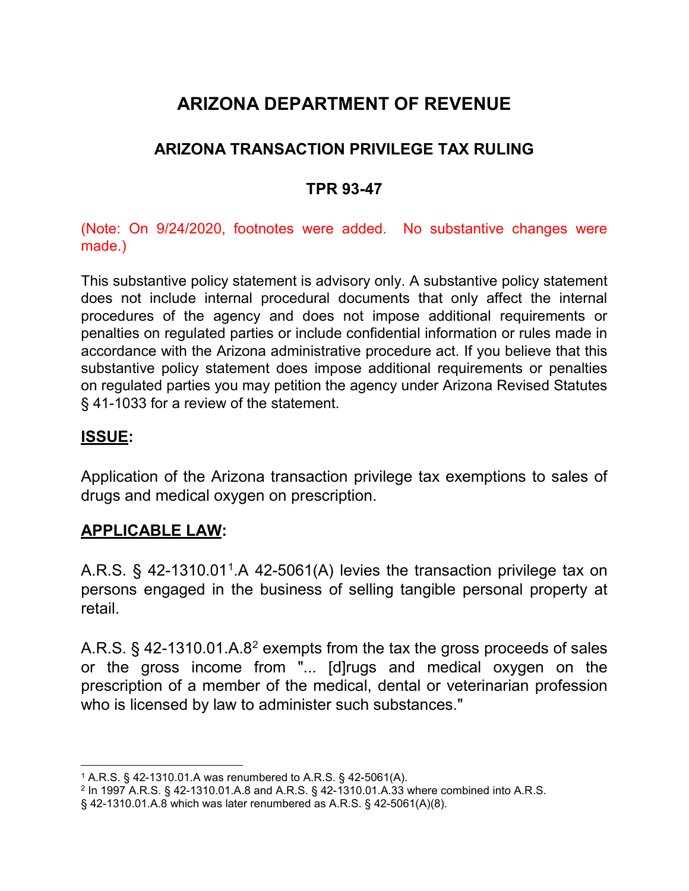# ARIZONA DEPARTMENT OF REVENUE

## ARIZONA TRANSACTION PRIVILEGE TAX RULING

## TPR 93-47

(Note: On 9/24/2020, footnotes were added. No substantive changes were made.)

This substantive policy statement is advisory only. A substantive policy statement does not include internal procedural documents that only affect the internal procedures of the agency and does not impose additional requirements or penalties on regulated parties or include confidential information or rules made in accordance with the Arizona administrative procedure act. If you believe that this substantive policy statement does impose additional requirements or penalties on regulated parties you may petition the agency under Arizona Revised Statutes § 41-1033 for a review of the statement.

## **ISSUE**:

Application of the Arizona transaction privilege tax exemptions to sales of drugs and medical oxygen on prescription.

## **APPLICABLE LAW**:

A.R.S. § 42-1310.01[1].A 42-5061(A) levies the transaction privilege tax on persons engaged in the business of selling tangible personal property at retail.

A.R.S. § 42-1310.01.A.8[2] exempts from the tax the gross proceeds of sales or the gross income from "... [d]rugs and medical oxygen on the prescription of a member of the medical, dental or veterinarian profession who is licensed by law to administer such substances."

---

[1] A.R.S. § 42-1310.01.A was renumbered to A.R.S. § 42-5061(A).

[2] In 1997 A.R.S. § 42-1310.01.A.8 and A.R.S. § 42-1310.01.A.33 where combined into A.R.S. § 42-1310.01.A.8 which was later renumbered as A.R.S. § 42-5061(A)(8).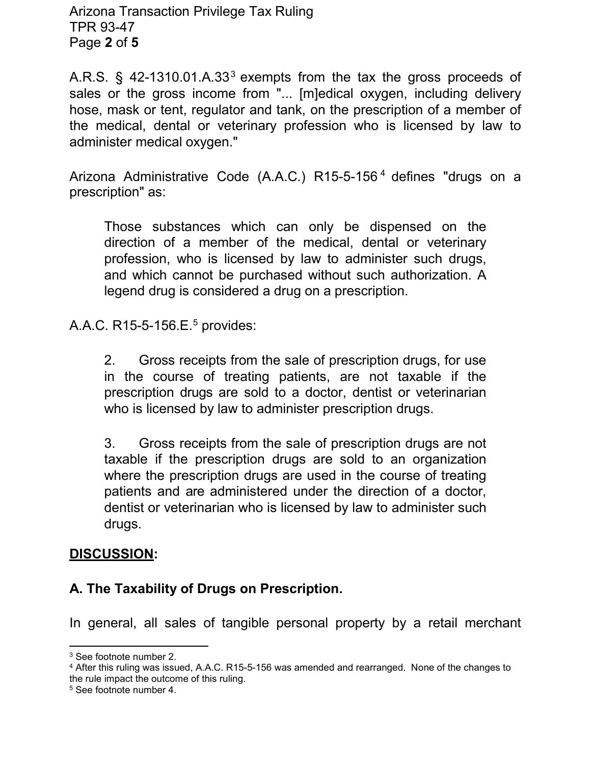A.R.S. § 42-1310.01.A.33[3] exempts from the tax the gross proceeds of sales or the gross income from "... [m]edical oxygen, including delivery hose, mask or tent, regulator and tank, on the prescription of a member of the medical, dental or veterinary profession who is licensed by law to administer medical oxygen."

Arizona Administrative Code (A.A.C.) R15-5-156[4] defines "drugs on a prescription" as:

> Those substances which can only be dispensed on the direction of a member of the medical, dental or veterinary profession, who is licensed by law to administer such drugs, and which cannot be purchased without such authorization. A legend drug is considered a drug on a prescription.

A.A.C. R15-5-156.E.[5] provides:

> 2. Gross receipts from the sale of prescription drugs, for use in the course of treating patients, are not taxable if the prescription drugs are sold to a doctor, dentist or veterinarian who is licensed by law to administer prescription drugs.
>
> 3. Gross receipts from the sale of prescription drugs are not taxable if the prescription drugs are sold to an organization where the prescription drugs are used in the course of treating patients and are administered under the direction of a doctor, dentist or veterinarian who is licensed by law to administer such drugs.

## DISCUSSION:

### A. The Taxability of Drugs on Prescription.

In general, all sales of tangible personal property by a retail merchant

---

[3] See footnote number 2.

[4] After this ruling was issued, A.A.C. R15-5-156 was amended and rearranged. None of the changes to the rule impact the outcome of this ruling.

[5] See footnote number 4.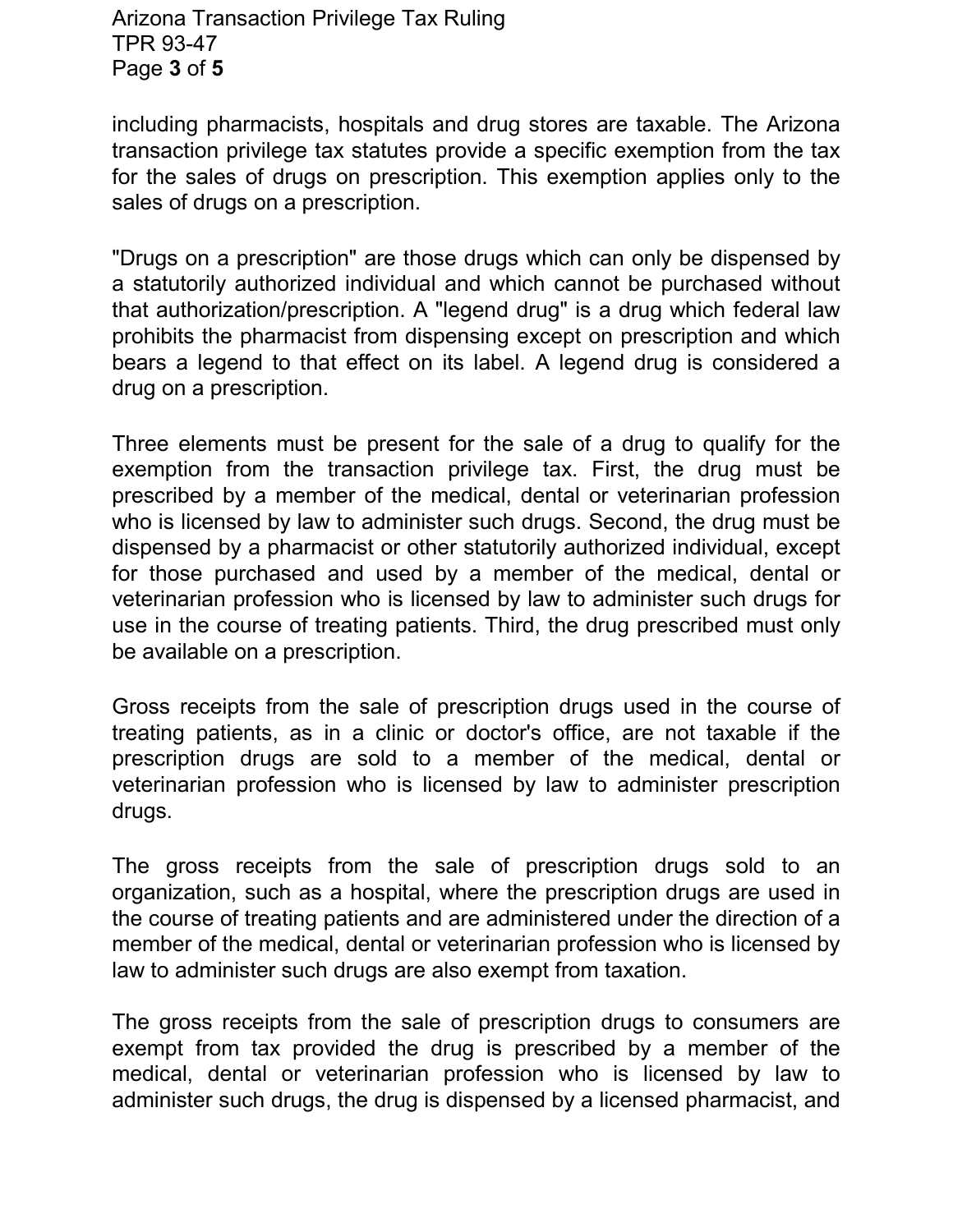including pharmacists, hospitals and drug stores are taxable. The Arizona transaction privilege tax statutes provide a specific exemption from the tax for the sales of drugs on prescription. This exemption applies only to the sales of drugs on a prescription.

"Drugs on a prescription" are those drugs which can only be dispensed by a statutorily authorized individual and which cannot be purchased without that authorization/prescription. A "legend drug" is a drug which federal law prohibits the pharmacist from dispensing except on prescription and which bears a legend to that effect on its label. A legend drug is considered a drug on a prescription.

Three elements must be present for the sale of a drug to qualify for the exemption from the transaction privilege tax. First, the drug must be prescribed by a member of the medical, dental or veterinarian profession who is licensed by law to administer such drugs. Second, the drug must be dispensed by a pharmacist or other statutorily authorized individual, except for those purchased and used by a member of the medical, dental or veterinarian profession who is licensed by law to administer such drugs for use in the course of treating patients. Third, the drug prescribed must only be available on a prescription.

Gross receipts from the sale of prescription drugs used in the course of treating patients, as in a clinic or doctor's office, are not taxable if the prescription drugs are sold to a member of the medical, dental or veterinarian profession who is licensed by law to administer prescription drugs.

The gross receipts from the sale of prescription drugs sold to an organization, such as a hospital, where the prescription drugs are used in the course of treating patients and are administered under the direction of a member of the medical, dental or veterinarian profession who is licensed by law to administer such drugs are also exempt from taxation.

The gross receipts from the sale of prescription drugs to consumers are exempt from tax provided the drug is prescribed by a member of the medical, dental or veterinarian profession who is licensed by law to administer such drugs, the drug is dispensed by a licensed pharmacist, and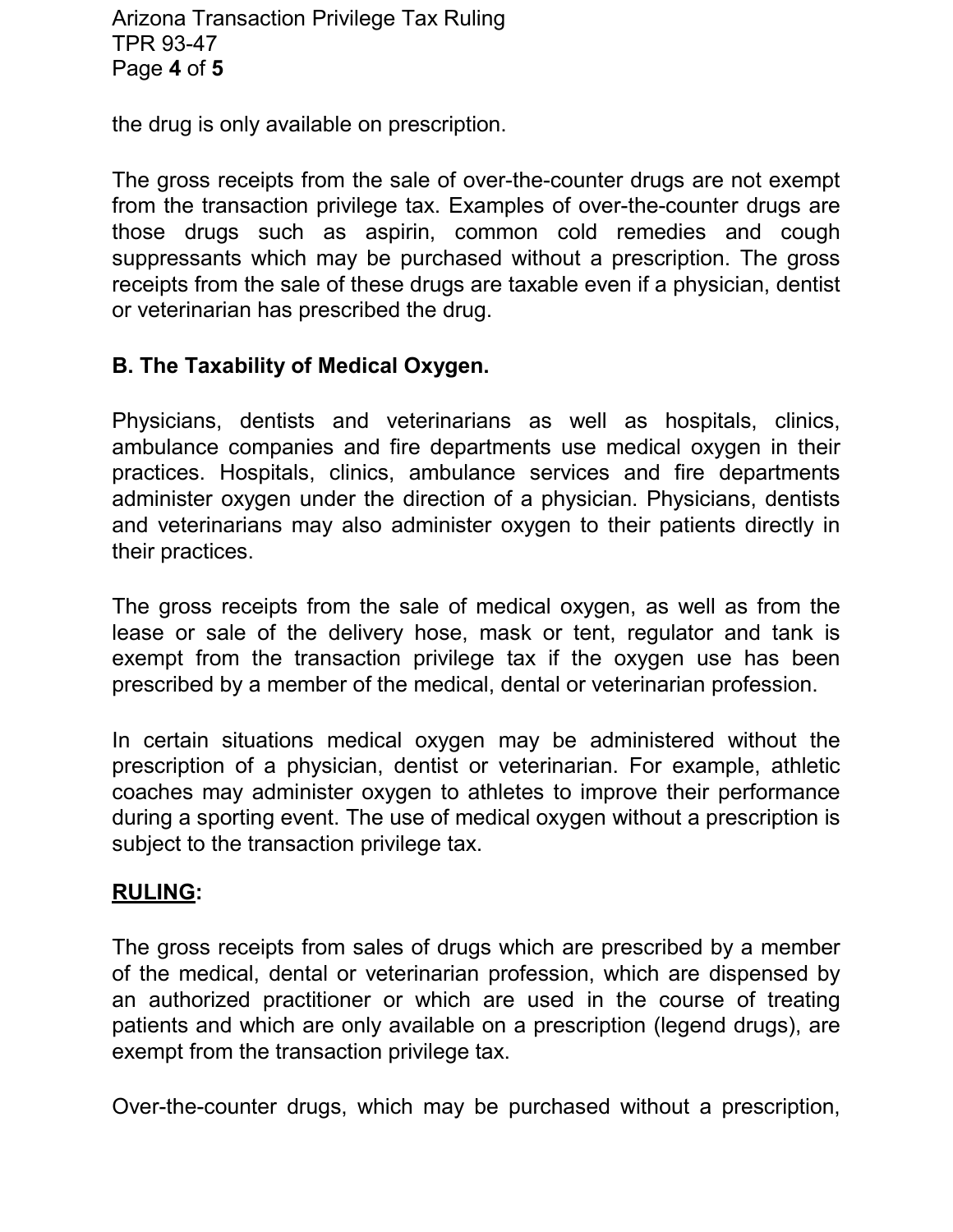the drug is only available on prescription.

The gross receipts from the sale of over-the-counter drugs are not exempt from the transaction privilege tax. Examples of over-the-counter drugs are those drugs such as aspirin, common cold remedies and cough suppressants which may be purchased without a prescription. The gross receipts from the sale of these drugs are taxable even if a physician, dentist or veterinarian has prescribed the drug.

**B. The Taxability of Medical Oxygen.**

Physicians, dentists and veterinarians as well as hospitals, clinics, ambulance companies and fire departments use medical oxygen in their practices. Hospitals, clinics, ambulance services and fire departments administer oxygen under the direction of a physician. Physicians, dentists and veterinarians may also administer oxygen to their patients directly in their practices.

The gross receipts from the sale of medical oxygen, as well as from the lease or sale of the delivery hose, mask or tent, regulator and tank is exempt from the transaction privilege tax if the oxygen use has been prescribed by a member of the medical, dental or veterinarian profession.

In certain situations medical oxygen may be administered without the prescription of a physician, dentist or veterinarian. For example, athletic coaches may administer oxygen to athletes to improve their performance during a sporting event. The use of medical oxygen without a prescription is subject to the transaction privilege tax.

**<u>RULING</u>:**

The gross receipts from sales of drugs which are prescribed by a member of the medical, dental or veterinarian profession, which are dispensed by an authorized practitioner or which are used in the course of treating patients and which are only available on a prescription (legend drugs), are exempt from the transaction privilege tax.

Over-the-counter drugs, which may be purchased without a prescription,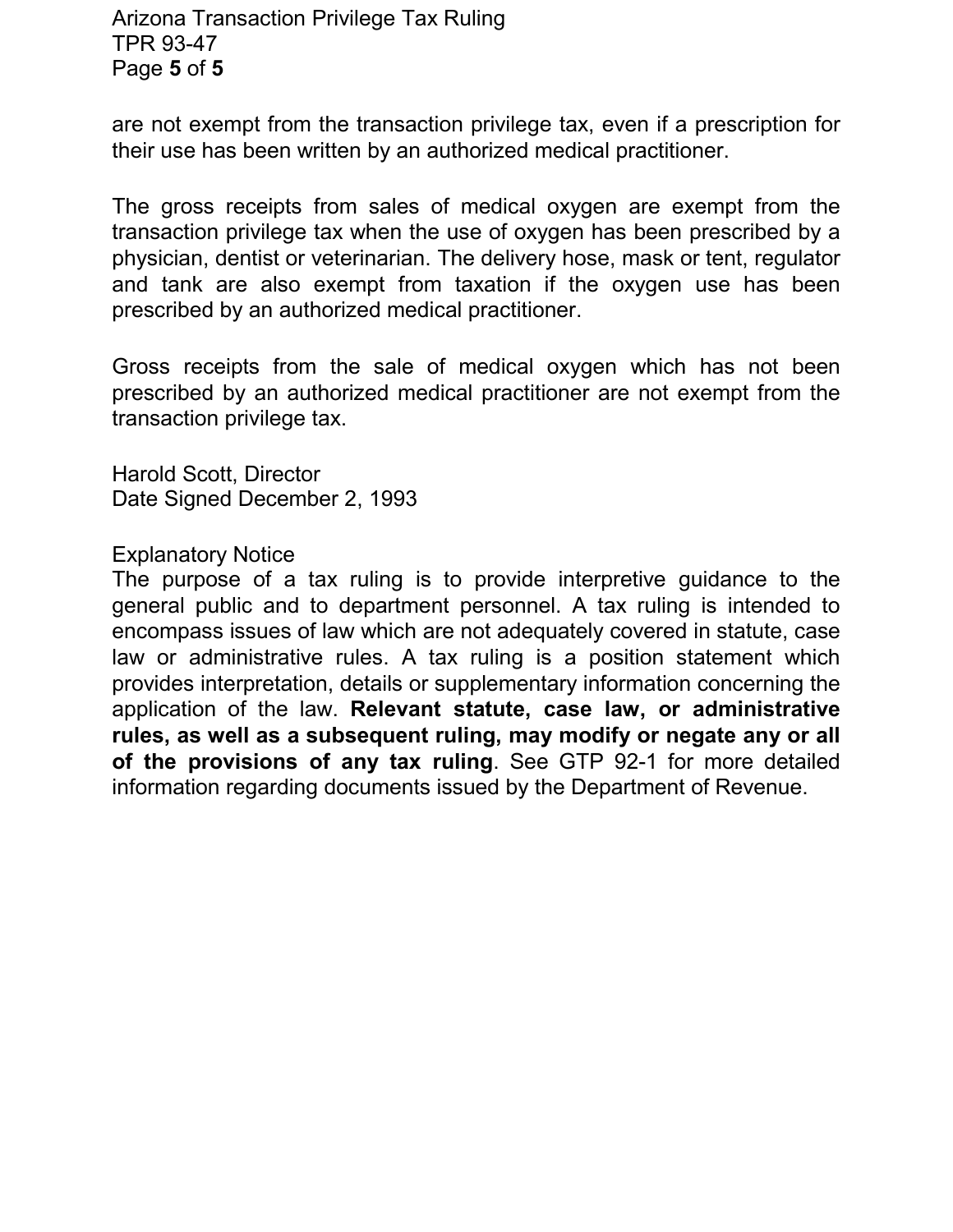are not exempt from the transaction privilege tax, even if a prescription for their use has been written by an authorized medical practitioner.

The gross receipts from sales of medical oxygen are exempt from the transaction privilege tax when the use of oxygen has been prescribed by a physician, dentist or veterinarian. The delivery hose, mask or tent, regulator and tank are also exempt from taxation if the oxygen use has been prescribed by an authorized medical practitioner.

Gross receipts from the sale of medical oxygen which has not been prescribed by an authorized medical practitioner are not exempt from the transaction privilege tax.

Harold Scott, Director
Date Signed December 2, 1993

Explanatory Notice
The purpose of a tax ruling is to provide interpretive guidance to the general public and to department personnel. A tax ruling is intended to encompass issues of law which are not adequately covered in statute, case law or administrative rules. A tax ruling is a position statement which provides interpretation, details or supplementary information concerning the application of the law. **Relevant statute, case law, or administrative rules, as well as a subsequent ruling, may modify or negate any or all of the provisions of any tax ruling**. See GTP 92-1 for more detailed information regarding documents issued by the Department of Revenue.